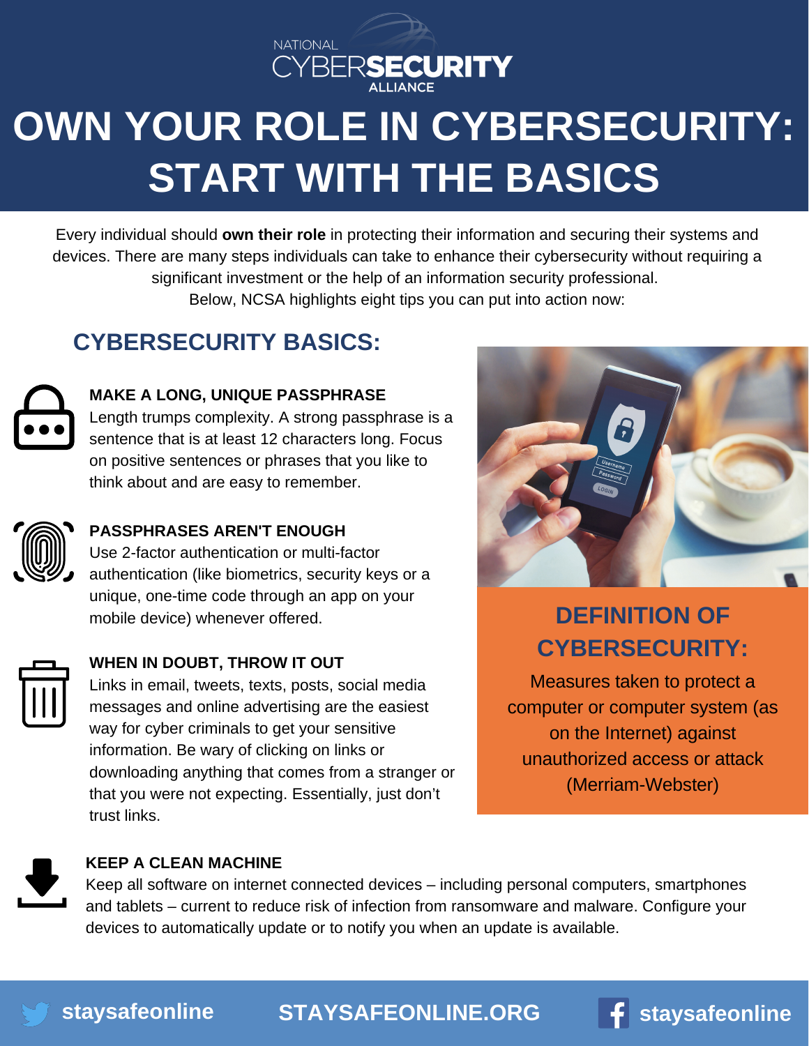NATIONAL CYBERSECURITY ALLIANCE

# OWN YOUR ROLE IN CYBERSECURITY: START WITH THE BASICS

Every individual should **own their role** in protecting their information and securing their systems and devices. There are many steps individuals can take to enhance their cybersecurity without requiring a significant investment or the help of an information security professional. Below, NCSA highlights eight tips you can put into action now:

## CYBERSECURITY BASICS:

### MAKE A LONG, UNIQUE PASSPHRASE

Length trumps complexity. A strong passphrase is a sentence that is at least 12 characters long. Focus on positive sentences or phrases that you like to think about and are easy to remember.

### PASSPHRASES AREN'T ENOUGH

Use 2-factor authentication or multi-factor authentication (like biometrics, security keys or a unique, one-time code through an app on your mobile device) whenever offered.

### WHEN IN DOUBT, THROW IT OUT

Links in email, tweets, texts, posts, social media messages and online advertising are the easiest way for cyber criminals to get your sensitive information. Be wary of clicking on links or downloading anything that comes from a stranger or that you were not expecting. Essentially, just don't trust links.

## DEFINITION OF CYBERSECURITY:

Measures taken to protect a computer or computer system (as on the Internet) against unauthorized access or attack (Merriam-Webster)

### KEEP A CLEAN MACHINE

Keep all software on internet connected devices – including personal computers, smartphones and tablets – current to reduce risk of infection from ransomware and malware. Configure your devices to automatically update or to notify you when an update is available.

staysafeonline | STAYSAFEONLINE.ORG | staysafeonline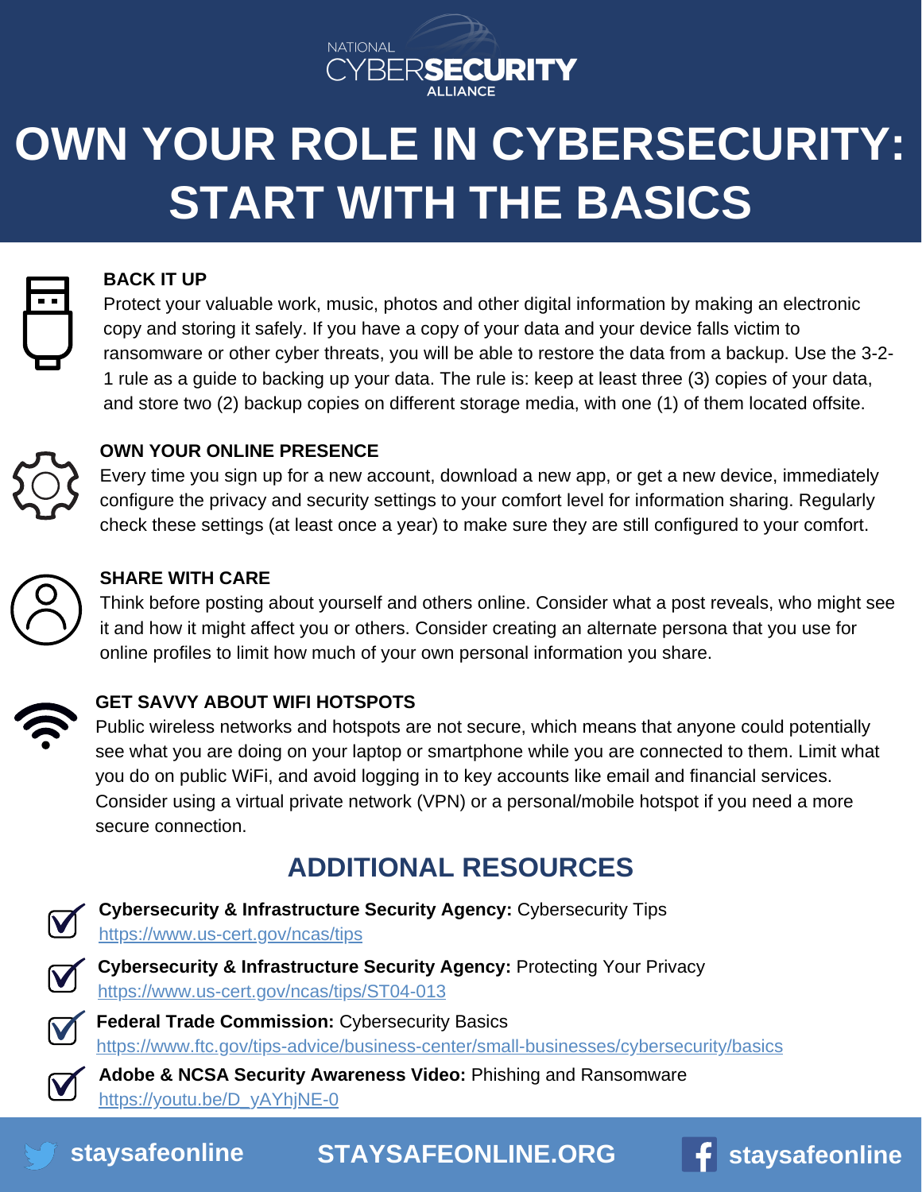NATIONAL CYBERSECURITY ALLIANCE

# OWN YOUR ROLE IN CYBERSECURITY: START WITH THE BASICS

### BACK IT UP

Protect your valuable work, music, photos and other digital information by making an electronic copy and storing it safely. If you have a copy of your data and your device falls victim to ransomware or other cyber threats, you will be able to restore the data from a backup. Use the 3-2-1 rule as a guide to backing up your data. The rule is: keep at least three (3) copies of your data, and store two (2) backup copies on different storage media, with one (1) of them located offsite.

### OWN YOUR ONLINE PRESENCE

Every time you sign up for a new account, download a new app, or get a new device, immediately configure the privacy and security settings to your comfort level for information sharing. Regularly check these settings (at least once a year) to make sure they are still configured to your comfort.

### SHARE WITH CARE

Think before posting about yourself and others online. Consider what a post reveals, who might see it and how it might affect you or others. Consider creating an alternate persona that you use for online profiles to limit how much of your own personal information you share.

### GET SAVVY ABOUT WIFI HOTSPOTS

Public wireless networks and hotspots are not secure, which means that anyone could potentially see what you are doing on your laptop or smartphone while you are connected to them. Limit what you do on public WiFi, and avoid logging in to key accounts like email and financial services. Consider using a virtual private network (VPN) or a personal/mobile hotspot if you need a more secure connection.

## ADDITIONAL RESOURCES

- **Cybersecurity & Infrastructure Security Agency:** Cybersecurity Tips
  https://www.us-cert.gov/ncas/tips
- **Cybersecurity & Infrastructure Security Agency:** Protecting Your Privacy
  https://www.us-cert.gov/ncas/tips/ST04-013
- **Federal Trade Commission:** Cybersecurity Basics
  https://www.ftc.gov/tips-advice/business-center/small-businesses/cybersecurity/basics
- **Adobe & NCSA Security Awareness Video:** Phishing and Ransomware
  https://youtu.be/D_yAYhjNE-0

staysafeonline | STAYSAFEONLINE.ORG | staysafeonline